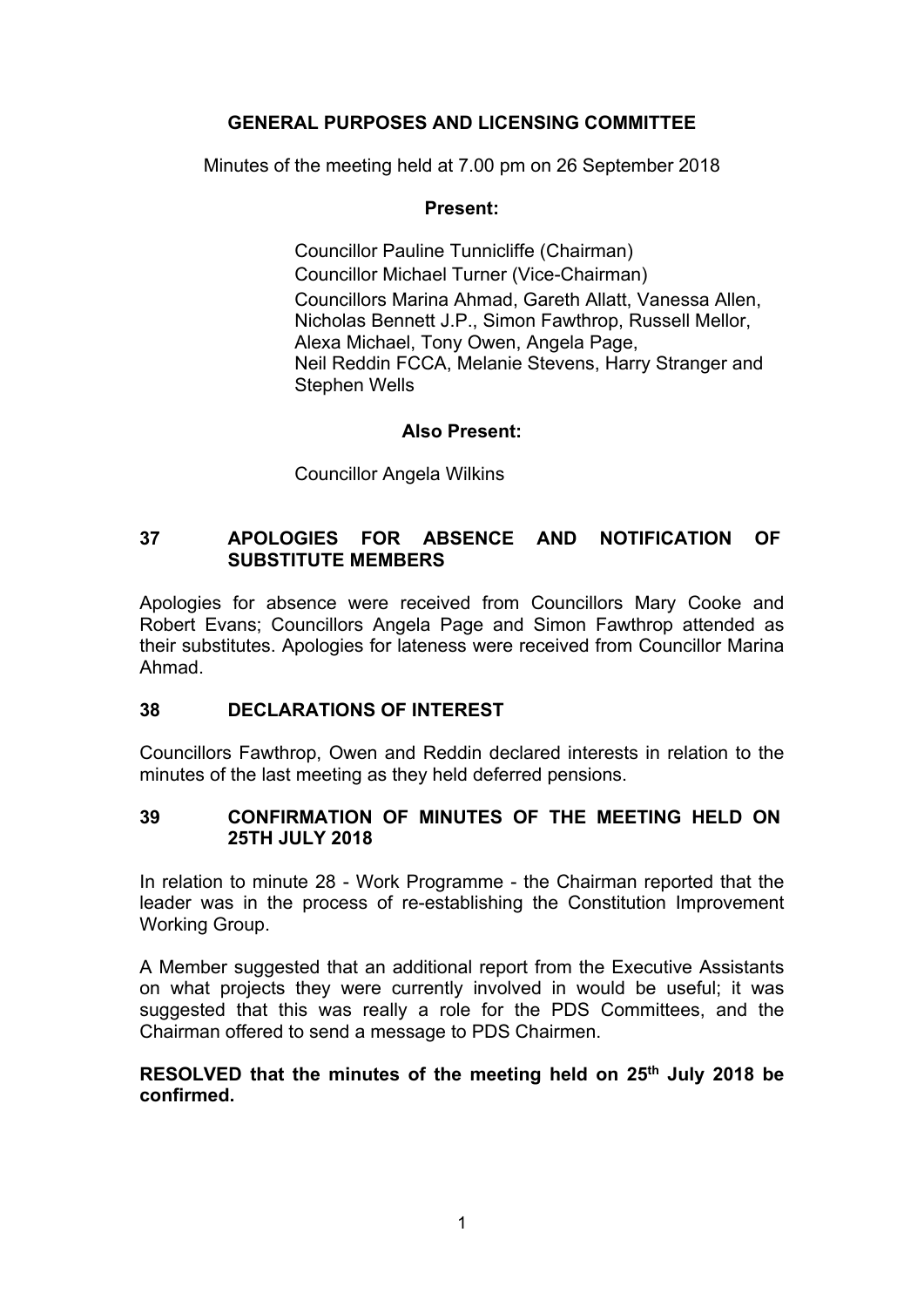# GENERAL PURPOSES AND LICENSING COMMITTEE

Minutes of the meeting held at 7.00 pm on 26 September 2018

**Present:**

Councillor Pauline Tunnicliffe (Chairman)
Councillor Michael Turner (Vice-Chairman)
Councillors Marina Ahmad, Gareth Allatt, Vanessa Allen, Nicholas Bennett J.P., Simon Fawthrop, Russell Mellor, Alexa Michael, Tony Owen, Angela Page, Neil Reddin FCCA, Melanie Stevens, Harry Stranger and Stephen Wells

**Also Present:**

Councillor Angela Wilkins

## 37 APOLOGIES FOR ABSENCE AND NOTIFICATION OF SUBSTITUTE MEMBERS

Apologies for absence were received from Councillors Mary Cooke and Robert Evans; Councillors Angela Page and Simon Fawthrop attended as their substitutes. Apologies for lateness were received from Councillor Marina Ahmad.

## 38 DECLARATIONS OF INTEREST

Councillors Fawthrop, Owen and Reddin declared interests in relation to the minutes of the last meeting as they held deferred pensions.

## 39 CONFIRMATION OF MINUTES OF THE MEETING HELD ON 25TH JULY 2018

In relation to minute 28 - Work Programme - the Chairman reported that the leader was in the process of re-establishing the Constitution Improvement Working Group.

A Member suggested that an additional report from the Executive Assistants on what projects they were currently involved in would be useful; it was suggested that this was really a role for the PDS Committees, and the Chairman offered to send a message to PDS Chairmen.

**RESOLVED that the minutes of the meeting held on 25th July 2018 be confirmed.**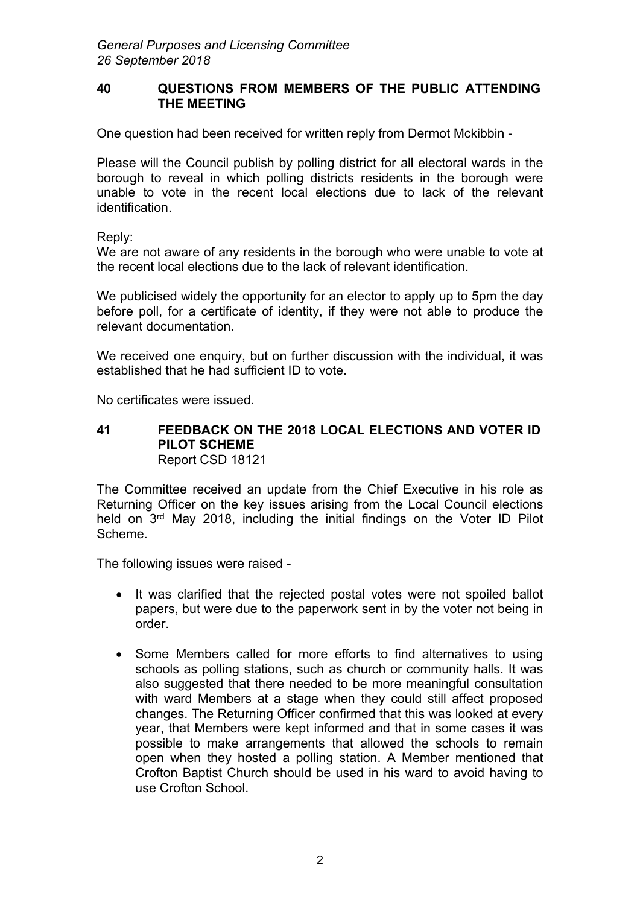## 40 QUESTIONS FROM MEMBERS OF THE PUBLIC ATTENDING THE MEETING

One question had been received for written reply from Dermot Mckibbin -

Please will the Council publish by polling district for all electoral wards in the borough to reveal in which polling districts residents in the borough were unable to vote in the recent local elections due to lack of the relevant identification.

Reply:
We are not aware of any residents in the borough who were unable to vote at the recent local elections due to the lack of relevant identification.

We publicised widely the opportunity for an elector to apply up to 5pm the day before poll, for a certificate of identity, if they were not able to produce the relevant documentation.

We received one enquiry, but on further discussion with the individual, it was established that he had sufficient ID to vote.

No certificates were issued.

## 41 FEEDBACK ON THE 2018 LOCAL ELECTIONS AND VOTER ID PILOT SCHEME

Report CSD 18121

The Committee received an update from the Chief Executive in his role as Returning Officer on the key issues arising from the Local Council elections held on 3rd May 2018, including the initial findings on the Voter ID Pilot Scheme.

The following issues were raised -

- It was clarified that the rejected postal votes were not spoiled ballot papers, but were due to the paperwork sent in by the voter not being in order.
- Some Members called for more efforts to find alternatives to using schools as polling stations, such as church or community halls. It was also suggested that there needed to be more meaningful consultation with ward Members at a stage when they could still affect proposed changes. The Returning Officer confirmed that this was looked at every year, that Members were kept informed and that in some cases it was possible to make arrangements that allowed the schools to remain open when they hosted a polling station. A Member mentioned that Crofton Baptist Church should be used in his ward to avoid having to use Crofton School.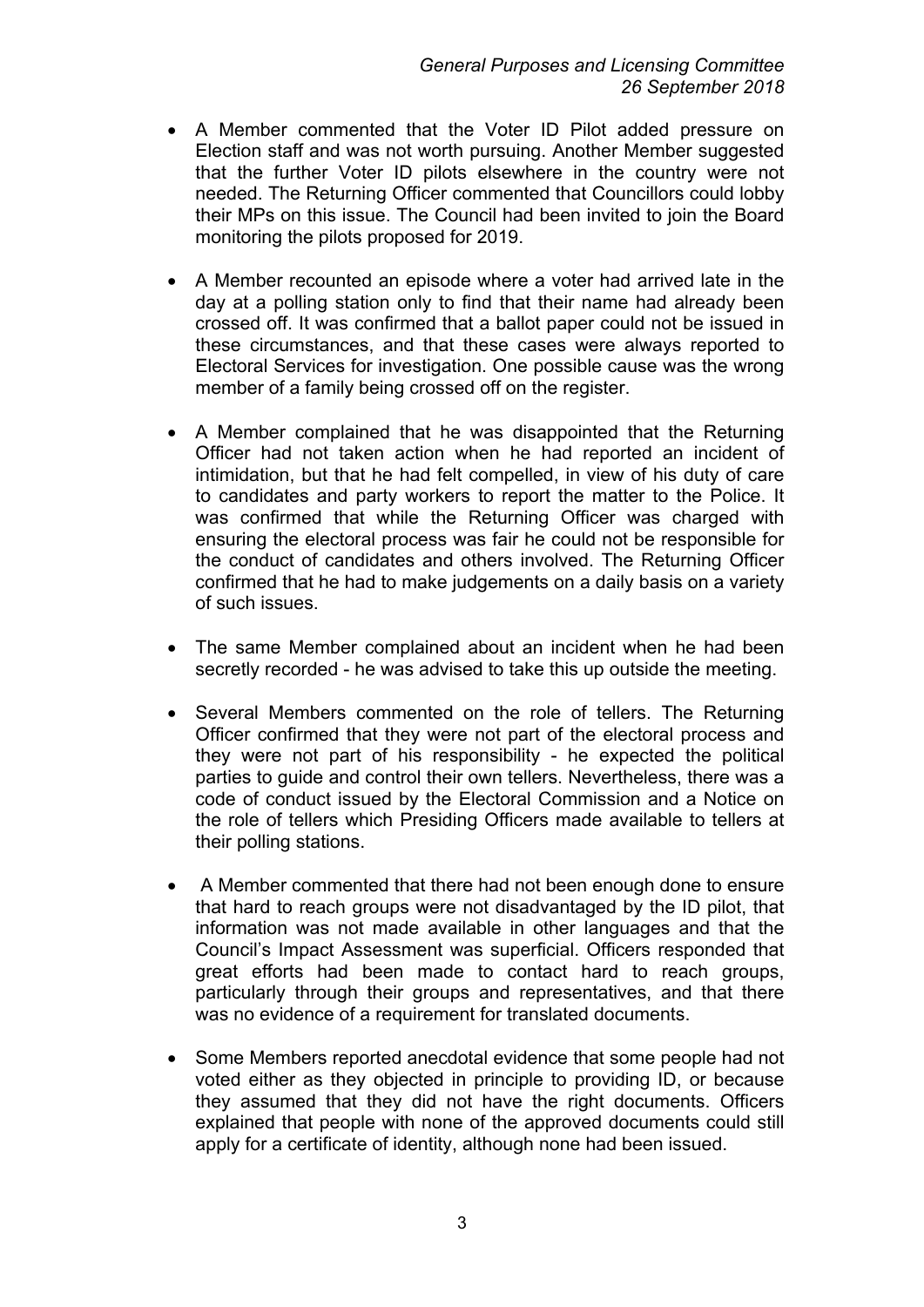- A Member commented that the Voter ID Pilot added pressure on Election staff and was not worth pursuing. Another Member suggested that the further Voter ID pilots elsewhere in the country were not needed. The Returning Officer commented that Councillors could lobby their MPs on this issue. The Council had been invited to join the Board monitoring the pilots proposed for 2019.

- A Member recounted an episode where a voter had arrived late in the day at a polling station only to find that their name had already been crossed off. It was confirmed that a ballot paper could not be issued in these circumstances, and that these cases were always reported to Electoral Services for investigation. One possible cause was the wrong member of a family being crossed off on the register.

- A Member complained that he was disappointed that the Returning Officer had not taken action when he had reported an incident of intimidation, but that he had felt compelled, in view of his duty of care to candidates and party workers to report the matter to the Police. It was confirmed that while the Returning Officer was charged with ensuring the electoral process was fair he could not be responsible for the conduct of candidates and others involved. The Returning Officer confirmed that he had to make judgements on a daily basis on a variety of such issues.

- The same Member complained about an incident when he had been secretly recorded - he was advised to take this up outside the meeting.

- Several Members commented on the role of tellers. The Returning Officer confirmed that they were not part of the electoral process and they were not part of his responsibility - he expected the political parties to guide and control their own tellers. Nevertheless, there was a code of conduct issued by the Electoral Commission and a Notice on the role of tellers which Presiding Officers made available to tellers at their polling stations.

- A Member commented that there had not been enough done to ensure that hard to reach groups were not disadvantaged by the ID pilot, that information was not made available in other languages and that the Council's Impact Assessment was superficial. Officers responded that great efforts had been made to contact hard to reach groups, particularly through their groups and representatives, and that there was no evidence of a requirement for translated documents.

- Some Members reported anecdotal evidence that some people had not voted either as they objected in principle to providing ID, or because they assumed that they did not have the right documents. Officers explained that people with none of the approved documents could still apply for a certificate of identity, although none had been issued.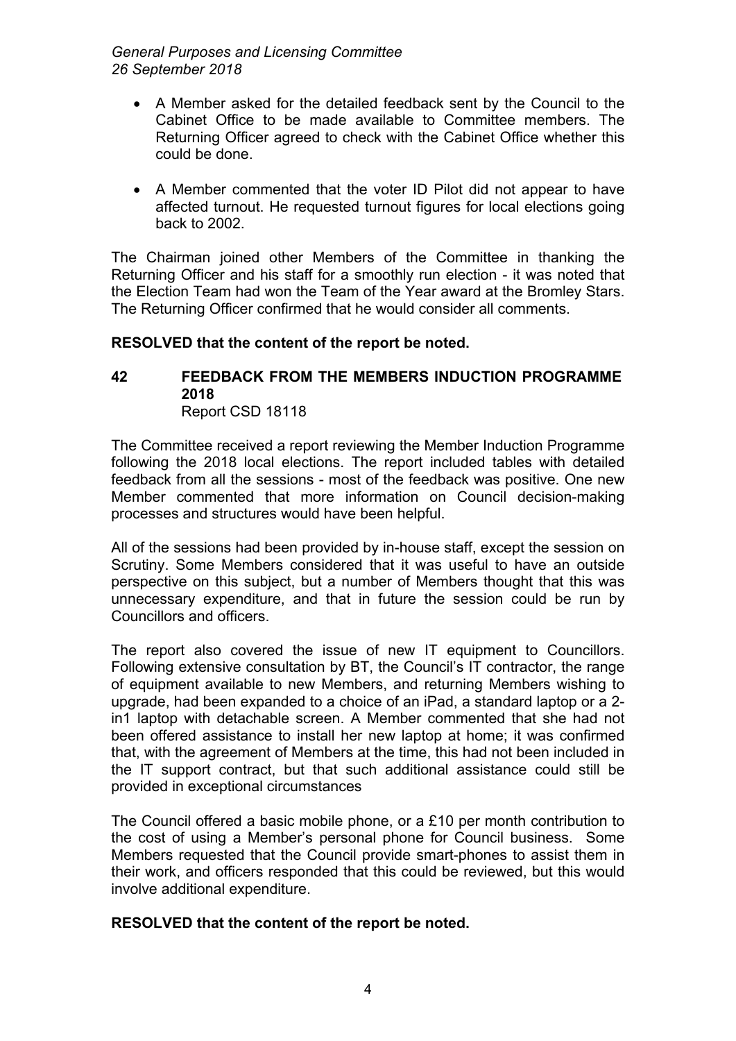- A Member asked for the detailed feedback sent by the Council to the Cabinet Office to be made available to Committee members. The Returning Officer agreed to check with the Cabinet Office whether this could be done.

- A Member commented that the voter ID Pilot did not appear to have affected turnout. He requested turnout figures for local elections going back to 2002.

The Chairman joined other Members of the Committee in thanking the Returning Officer and his staff for a smoothly run election - it was noted that the Election Team had won the Team of the Year award at the Bromley Stars. The Returning Officer confirmed that he would consider all comments.

**RESOLVED that the content of the report be noted.**

## 42 FEEDBACK FROM THE MEMBERS INDUCTION PROGRAMME 2018

Report CSD 18118

The Committee received a report reviewing the Member Induction Programme following the 2018 local elections. The report included tables with detailed feedback from all the sessions - most of the feedback was positive. One new Member commented that more information on Council decision-making processes and structures would have been helpful.

All of the sessions had been provided by in-house staff, except the session on Scrutiny. Some Members considered that it was useful to have an outside perspective on this subject, but a number of Members thought that this was unnecessary expenditure, and that in future the session could be run by Councillors and officers.

The report also covered the issue of new IT equipment to Councillors. Following extensive consultation by BT, the Council's IT contractor, the range of equipment available to new Members, and returning Members wishing to upgrade, had been expanded to a choice of an iPad, a standard laptop or a 2-in1 laptop with detachable screen. A Member commented that she had not been offered assistance to install her new laptop at home; it was confirmed that, with the agreement of Members at the time, this had not been included in the IT support contract, but that such additional assistance could still be provided in exceptional circumstances

The Council offered a basic mobile phone, or a £10 per month contribution to the cost of using a Member's personal phone for Council business. Some Members requested that the Council provide smart-phones to assist them in their work, and officers responded that this could be reviewed, but this would involve additional expenditure.

**RESOLVED that the content of the report be noted.**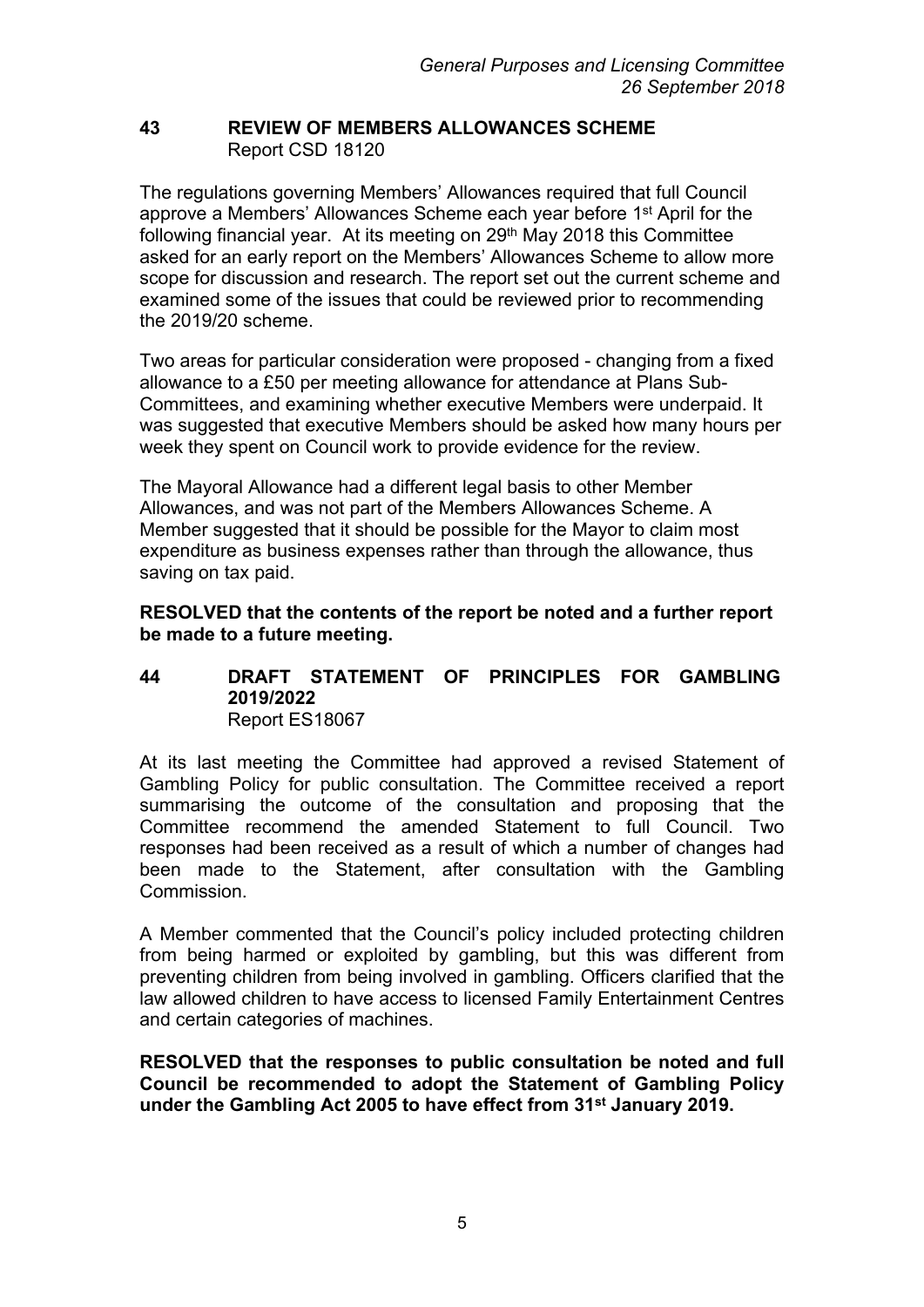## 43 REVIEW OF MEMBERS ALLOWANCES SCHEME

Report CSD 18120

The regulations governing Members' Allowances required that full Council approve a Members' Allowances Scheme each year before 1st April for the following financial year. At its meeting on 29th May 2018 this Committee asked for an early report on the Members' Allowances Scheme to allow more scope for discussion and research. The report set out the current scheme and examined some of the issues that could be reviewed prior to recommending the 2019/20 scheme.

Two areas for particular consideration were proposed - changing from a fixed allowance to a £50 per meeting allowance for attendance at Plans Sub-Committees, and examining whether executive Members were underpaid. It was suggested that executive Members should be asked how many hours per week they spent on Council work to provide evidence for the review.

The Mayoral Allowance had a different legal basis to other Member Allowances, and was not part of the Members Allowances Scheme. A Member suggested that it should be possible for the Mayor to claim most expenditure as business expenses rather than through the allowance, thus saving on tax paid.

**RESOLVED that the contents of the report be noted and a further report be made to a future meeting.**

## 44 DRAFT STATEMENT OF PRINCIPLES FOR GAMBLING 2019/2022

Report ES18067

At its last meeting the Committee had approved a revised Statement of Gambling Policy for public consultation. The Committee received a report summarising the outcome of the consultation and proposing that the Committee recommend the amended Statement to full Council. Two responses had been received as a result of which a number of changes had been made to the Statement, after consultation with the Gambling Commission.

A Member commented that the Council's policy included protecting children from being harmed or exploited by gambling, but this was different from preventing children from being involved in gambling. Officers clarified that the law allowed children to have access to licensed Family Entertainment Centres and certain categories of machines.

**RESOLVED that the responses to public consultation be noted and full Council be recommended to adopt the Statement of Gambling Policy under the Gambling Act 2005 to have effect from 31st January 2019.**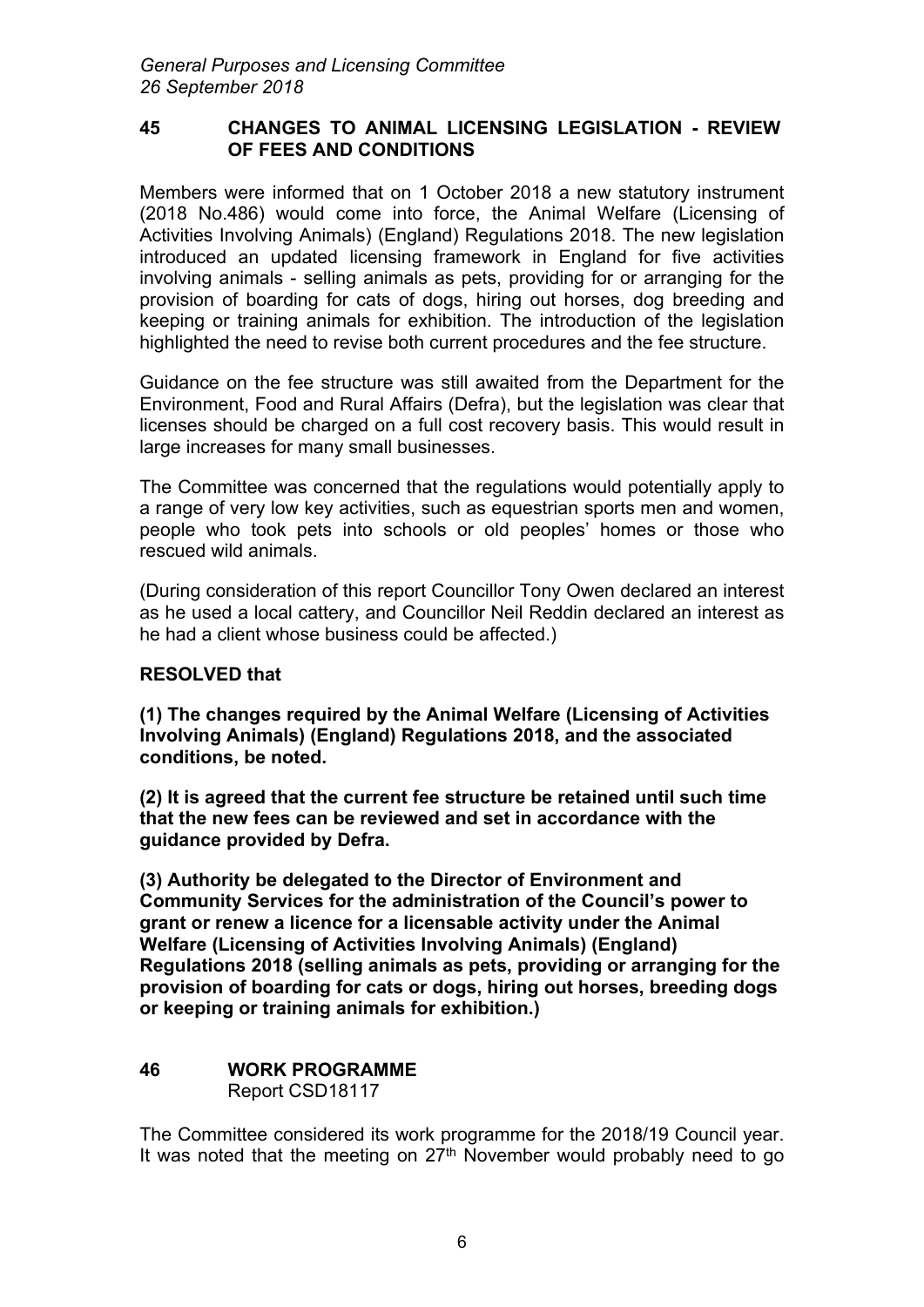## 45 CHANGES TO ANIMAL LICENSING LEGISLATION - REVIEW OF FEES AND CONDITIONS

Members were informed that on 1 October 2018 a new statutory instrument (2018 No.486) would come into force, the Animal Welfare (Licensing of Activities Involving Animals) (England) Regulations 2018. The new legislation introduced an updated licensing framework in England for five activities involving animals - selling animals as pets, providing for or arranging for the provision of boarding for cats of dogs, hiring out horses, dog breeding and keeping or training animals for exhibition. The introduction of the legislation highlighted the need to revise both current procedures and the fee structure.

Guidance on the fee structure was still awaited from the Department for the Environment, Food and Rural Affairs (Defra), but the legislation was clear that licenses should be charged on a full cost recovery basis. This would result in large increases for many small businesses.

The Committee was concerned that the regulations would potentially apply to a range of very low key activities, such as equestrian sports men and women, people who took pets into schools or old peoples' homes or those who rescued wild animals.

(During consideration of this report Councillor Tony Owen declared an interest as he used a local cattery, and Councillor Neil Reddin declared an interest as he had a client whose business could be affected.)

**RESOLVED that**

**(1) The changes required by the Animal Welfare (Licensing of Activities Involving Animals) (England) Regulations 2018, and the associated conditions, be noted.**

**(2) It is agreed that the current fee structure be retained until such time that the new fees can be reviewed and set in accordance with the guidance provided by Defra.**

**(3) Authority be delegated to the Director of Environment and Community Services for the administration of the Council's power to grant or renew a licence for a licensable activity under the Animal Welfare (Licensing of Activities Involving Animals) (England) Regulations 2018 (selling animals as pets, providing or arranging for the provision of boarding for cats or dogs, hiring out horses, breeding dogs or keeping or training animals for exhibition.)**

## 46 WORK PROGRAMME

Report CSD18117

The Committee considered its work programme for the 2018/19 Council year. It was noted that the meeting on 27th November would probably need to go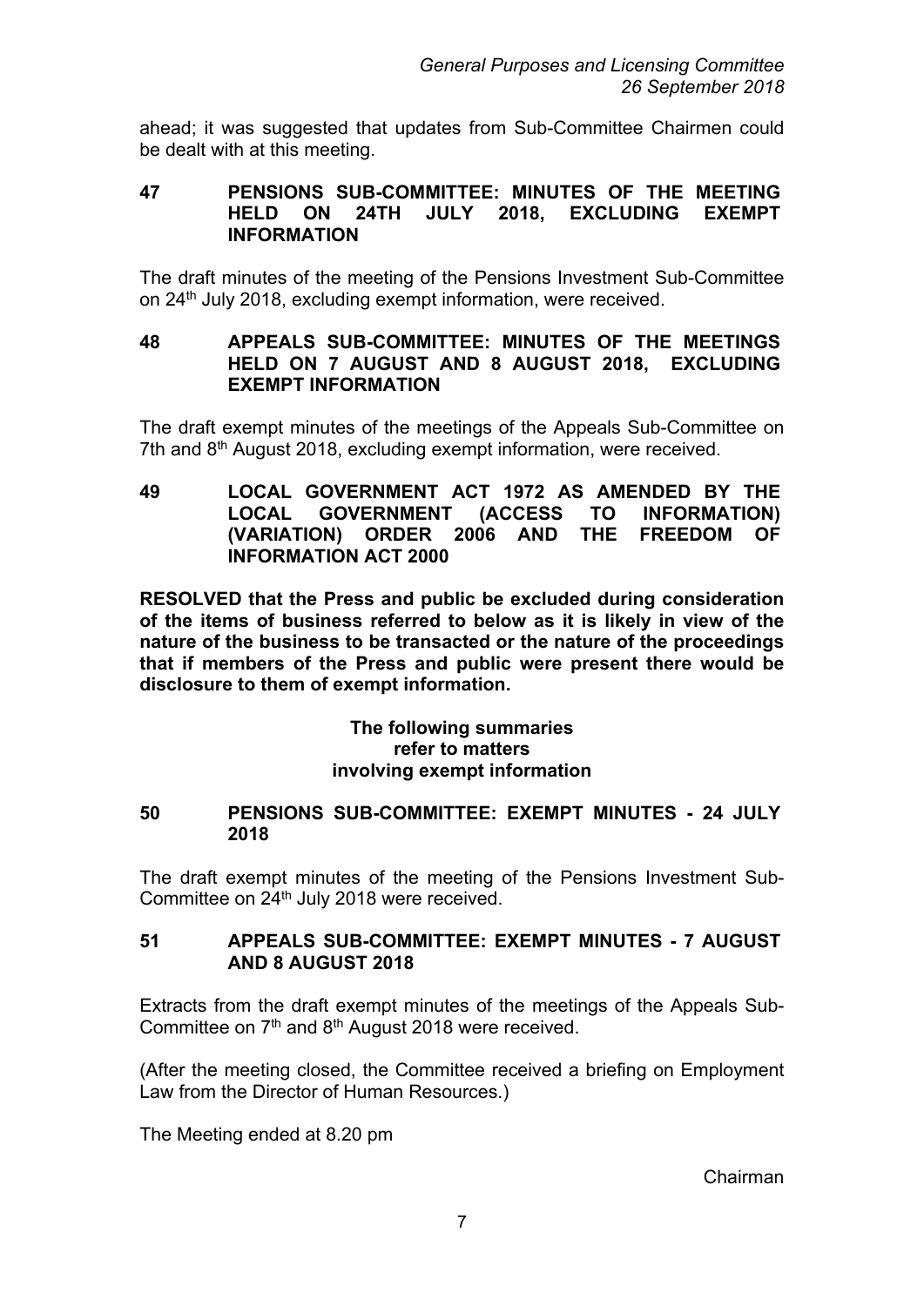ahead; it was suggested that updates from Sub-Committee Chairmen could be dealt with at this meeting.

## 47 PENSIONS SUB-COMMITTEE: MINUTES OF THE MEETING HELD ON 24TH JULY 2018, EXCLUDING EXEMPT INFORMATION

The draft minutes of the meeting of the Pensions Investment Sub-Committee on 24th July 2018, excluding exempt information, were received.

## 48 APPEALS SUB-COMMITTEE: MINUTES OF THE MEETINGS HELD ON 7 AUGUST AND 8 AUGUST 2018, EXCLUDING EXEMPT INFORMATION

The draft exempt minutes of the meetings of the Appeals Sub-Committee on 7th and 8th August 2018, excluding exempt information, were received.

## 49 LOCAL GOVERNMENT ACT 1972 AS AMENDED BY THE LOCAL GOVERNMENT (ACCESS TO INFORMATION) (VARIATION) ORDER 2006 AND THE FREEDOM OF INFORMATION ACT 2000

**RESOLVED that the Press and public be excluded during consideration of the items of business referred to below as it is likely in view of the nature of the business to be transacted or the nature of the proceedings that if members of the Press and public were present there would be disclosure to them of exempt information.**

**The following summaries refer to matters involving exempt information**

## 50 PENSIONS SUB-COMMITTEE: EXEMPT MINUTES - 24 JULY 2018

The draft exempt minutes of the meeting of the Pensions Investment Sub-Committee on 24th July 2018 were received.

## 51 APPEALS SUB-COMMITTEE: EXEMPT MINUTES - 7 AUGUST AND 8 AUGUST 2018

Extracts from the draft exempt minutes of the meetings of the Appeals Sub-Committee on 7th and 8th August 2018 were received.

(After the meeting closed, the Committee received a briefing on Employment Law from the Director of Human Resources.)

The Meeting ended at 8.20 pm

Chairman